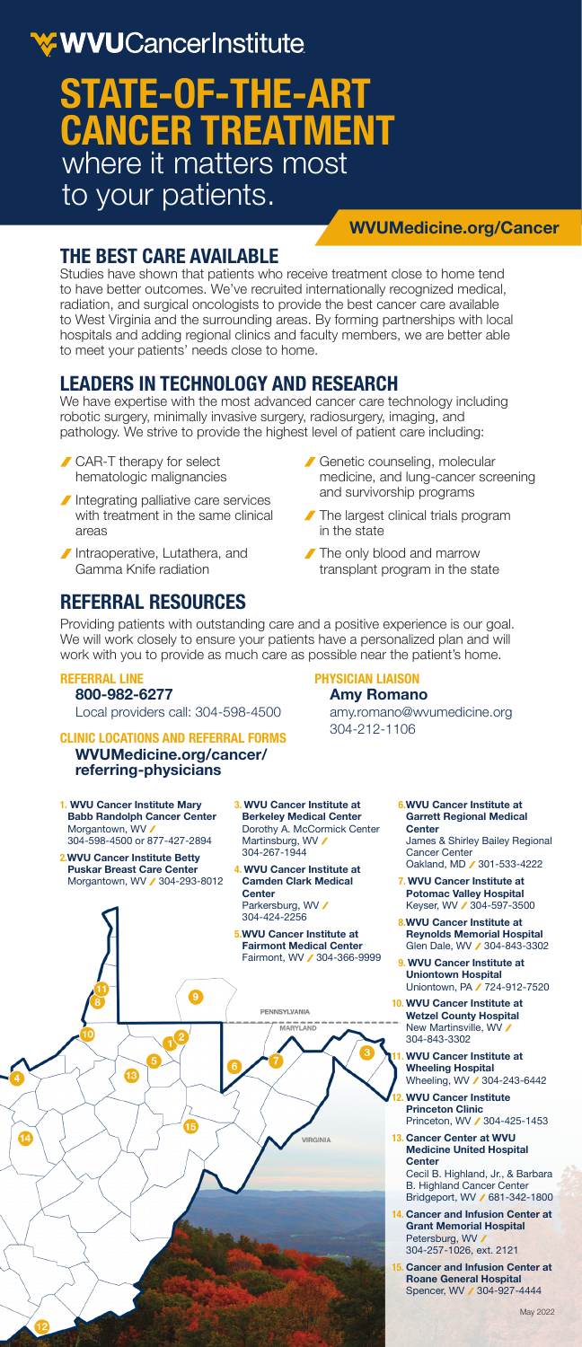# WVUCancerInstitute

# STATE-OF-THE-ART CANCER TREATMENT

where it matters most to your patients.

**WVUMedicine.org/Cancer**

## THE BEST CARE AVAILABLE

Studies have shown that patients who receive treatment close to home tend to have better outcomes. We've recruited internationally recognized medical, radiation, and surgical oncologists to provide the best cancer care available to West Virginia and the surrounding areas. By forming partnerships with local hospitals and adding regional clinics and faculty members, we are better able to meet your patients' needs close to home.

## LEADERS IN TECHNOLOGY AND RESEARCH

We have expertise with the most advanced cancer care technology including robotic surgery, minimally invasive surgery, radiosurgery, imaging, and pathology. We strive to provide the highest level of patient care including:

- CAR-T therapy for select hematologic malignancies
- Integrating palliative care services with treatment in the same clinical areas
- Intraoperative, Lutathera, and Gamma Knife radiation
- Genetic counseling, molecular medicine, and lung-cancer screening and survivorship programs
- The largest clinical trials program in the state
- The only blood and marrow transplant program in the state

## REFERRAL RESOURCES

Providing patients with outstanding care and a positive experience is our goal. We will work closely to ensure your patients have a personalized plan and will work with you to provide as much care as possible near the patient's home.

**REFERRAL LINE**
**800-982-6277**
Local providers call: 304-598-4500

**CLINIC LOCATIONS AND REFERRAL FORMS**
**WVUMedicine.org/cancer/referring-physicians**

**PHYSICIAN LIAISON**
**Amy Romano**
amy.romano@wvumedicine.org
304-212-1106

1. **WVU Cancer Institute Mary Babb Randolph Cancer Center** Morgantown, WV / 304-598-4500 or 877-427-2894
2. **WVU Cancer Institute Betty Puskar Breast Care Center** Morgantown, WV / 304-293-8012
3. **WVU Cancer Institute at Berkeley Medical Center** Dorothy A. McCormick Center Martinsburg, WV / 304-267-1944
4. **WVU Cancer Institute at Camden Clark Medical Center** Parkersburg, WV / 304-424-2256
5. **WVU Cancer Institute at Fairmont Medical Center** Fairmont, WV / 304-366-9999
6. **WVU Cancer Institute at Garrett Regional Medical Center** James & Shirley Bailey Regional Cancer Center Oakland, MD / 301-533-4222
7. **WVU Cancer Institute at Potomac Valley Hospital** Keyser, WV / 304-597-3500
8. **WVU Cancer Institute at Reynolds Memorial Hospital** Glen Dale, WV / 304-843-3302
9. **WVU Cancer Institute at Uniontown Hospital** Uniontown, PA / 724-912-7520
10. **WVU Cancer Institute at Wetzel County Hospital** New Martinsville, WV / 304-843-3302
11. **WVU Cancer Institute at Wheeling Hospital** Wheeling, WV / 304-243-6442
12. **WVU Cancer Institute Princeton Clinic** Princeton, WV / 304-425-1453
13. **Cancer Center at WVU Medicine United Hospital Center** Cecil B. Highland, Jr., & Barbara B. Highland Cancer Center Bridgeport, WV / 681-342-1800
14. **Cancer and Infusion Center at Grant Memorial Hospital** Petersburg, WV / 304-257-1026, ext. 2121
15. **Cancer and Infusion Center at Roane General Hospital** Spencer, WV / 304-927-4444

PENNSYLVANIA
MARYLAND
VIRGINIA

May 2022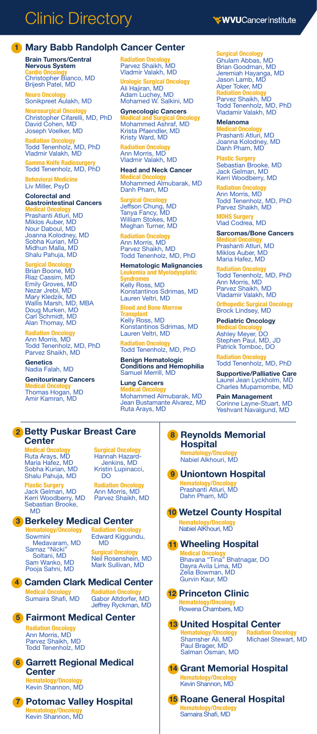# Clinic Directory

WVUCancerInstitute

## 1 Mary Babb Randolph Cancer Center

### Brain Tumors/Central Nervous System

**Cardio Oncology**
Christopher Bianco, MD
Brijesh Patel, MD

**Neuro Oncology**
Sonikpreet Aulakh, MD

**Neurosurgical Oncology**
Christopher Cifarelli, MD, PhD
David Cohen, MD
Joseph Voelker, MD

**Radiation Oncology**
Todd Tenenholz, MD, PhD
Vladmir Valakh, MD

**Gamma Knife Radiosurgery**
Todd Tenenholz, MD, PhD

**Behavioral Medicine**
Liv Miller, PsyD

### Colorectal and Gastrointestinal Cancers

**Medical Oncology**
Prashanti Atluri, MD
Miklos Auber, MD
Nour Daboul, MD
Joanna Kolodney, MD
Sobha Kurian, MD
Midhun Malla, MD
Shalu Pahuja, MD

**Surgical Oncology**
Brian Boone, MD
Riaz Cassim, MD
Emily Groves, MD
Nezar Jrebi, MD
Mary Kledzik, MD
Wallis Marsh, MD, MBA
Doug Murken, MD
Carl Schmidt, MD
Alan Thomay, MD

**Radiation Oncology**
Ann Morris, MD
Todd Tenenholz, MD, PhD
Parvez Shaikh, MD

### Genetics
Nadia Falah, MD

### Genitourinary Cancers

**Medical Oncology**
Thomas Hogan, MD
Amir Kamran, MD

**Radiation Oncology**
Parvez Shaikh, MD
Vladmir Valakh, MD

**Urologic Surgical Oncology**
Ali Hajiran, MD
Adam Luchey, MD
Mohamed W. Salkini, MD

### Gynecologic Cancers

**Medical and Surgical Oncology**
Mohammed Ashraf, MD
Krista Pfaendler, MD
Kristy Ward, MD

**Radiation Oncology**
Ann Morris, MD
Vladmir Valakh, MD

### Head and Neck Cancer

**Medical Oncology**
Mohammed Almubarak, MD
Danh Pham, MD

**Surgical Oncology**
Jeffson Chung, MD
Tanya Fancy, MD
William Stokes, MD
Meghan Turner, MD

**Radiation Oncology**
Ann Morris, MD
Parvez Shaikh, MD
Todd Tenenholz, MD, PhD

### Hematologic Malignancies

**Leukemia and Myelodysplatic Syndromes**
Kelly Ross, MD
Konstantinos Sdrimas, MD
Lauren Veltri, MD

**Blood and Bone Marrow Transplant**
Kelly Ross, MD
Konstantinos Sdrimas, MD
Lauren Veltri, MD

**Radiation Oncology**
Todd Tenenholz, MD, PhD

### Benign Hematologic Conditions and Hemophilia
Samuel Merrill, MD

### Lung Cancers

**Medical Oncology**
Mohammed Almubarak, MD
Jean Bustamante Alvarez, MD
Ruta Arays, MD

**Surgical Oncology**
Ghulam Abbas, MD
Brian Goodman, MD
Jeremiah Hayanga, MD
Jason Lamb, MD
Alper Toker, MD

**Radiation Oncology**
Parvez Shaikh, MD
Todd Tenenholz, MD, PhD
Vladamir Valakh, MD

### Melanoma

**Medical Oncology**
Prashanti Atluri, MD
Joanna Kolodney, MD
Danh Pham, MD

**Plastic Surgery**
Sebastian Brooke, MD
Jack Gelman, MD
Kerri Woodberry, MD

**Radiation Oncology**
Ann Morris, MD
Todd Tenenholz, MD, PhD
Parvez Shaikh, MD

**MOHS Surgery**
Vlad Codrea, MD

### Sarcomas/Bone Cancers

**Medical Oncology**
Prashanti Atluri, MD
Miklos Auber, MD
Maria Hafez, MD

**Radiation Oncology**
Todd Tenenholz, MD, PhD
Ann Morris, MD
Parvez Shaikh, MD
Vladamir Valakh, MD

**Orthopedic Surgical Oncology**
Brock Lindsey, MD

### Pediatric Oncology

**Medical Oncology**
Ashley Meyer, DO
Stephen Paul, MD, JD
Patrick Tomboc, DO

**Radiation Oncology**
Todd Tenenholz, MD, PhD

### Supportive/Palliative Care
Laurel Jean Lyckholm, MD
Charles Mupamombe, MD

### Pain Management
Corinne Layne-Stuart, MD
Yeshvant Navalgund, MD

## 2 Betty Puskar Breast Care Center

**Medical Oncology**
Ruta Arays, MD
Maria Hafez, MD
Sobha Kurian, MD
Shalu Pahuja, MD

**Plastic Surgery**
Jack Gelman, MD
Kerri Woodberry, MD
Sebastian Brooke, MD

**Surgical Oncology**
Hannah Hazard-Jenkins, MD
Kristin Lupinacci, DO

**Radiation Oncology**
Ann Morris, MD
Parvez Shaikh, MD

## 3 Berkeley Medical Center

**Hematology/Oncology**
Sowmini Medavaram, MD
Sarnaz "Nicki" Soltani, MD
Sam Wanko, MD
Pooja Sahni, MD

**Radiation Oncology**
Edward Kiggundu, MD

**Surgical Oncology**
Neil Rosenshein, MD
Mark Sullivan, MD

## 4 Camden Clark Medical Center

**Medical Oncology**
Sumaira Shafi, MD

**Radiation Oncology**
Gabor Altdorfer, MD
Jeffrey Ryckman, MD

## 5 Fairmont Medical Center

**Radiation Oncology**
Ann Morris, MD
Parvez Shaikh, MD
Todd Tenenholz, MD

## 6 Garrett Regional Medical Center

**Hematology/Oncology**
Kevin Shannon, MD

## 7 Potomac Valley Hospital

**Hematology/Oncology**
Kevin Shannon, MD

## 8 Reynolds Memorial Hospital

**Hematology/Oncology**
Nabiel Alkhouri, MD

## 9 Uniontown Hospital

**Hematology/Oncology**
Prashanti Atluri, MD
Dahn Pham, MD

## 10 Wetzel County Hospital

**Hematology/Oncology**
Nabiel AlKhouri, MD

## 11 Wheeling Hospital

**Medical Oncology**
Bhavana "Tina" Bhatnagar, DO
Dayra Avila Lima, MD
Zelia Bowman, MD
Gurvin Kaur, MD

## 12 Princeton Clinic

**Hematology/Oncology**
Rowena Chambers, MD

## 13 United Hospital Center

**Hematology/Oncology**
Shamsher Ali, MD
Paul Brager, MD
Salman Osman, MD

**Radiation Oncology**
Michael Stewart, MD

## 14 Grant Memorial Hospital

**Hematology/Oncology**
Kevin Shannon, MD

## 15 Roane General Hospital

**Hematology/Oncology**
Samaira Shafi, MD